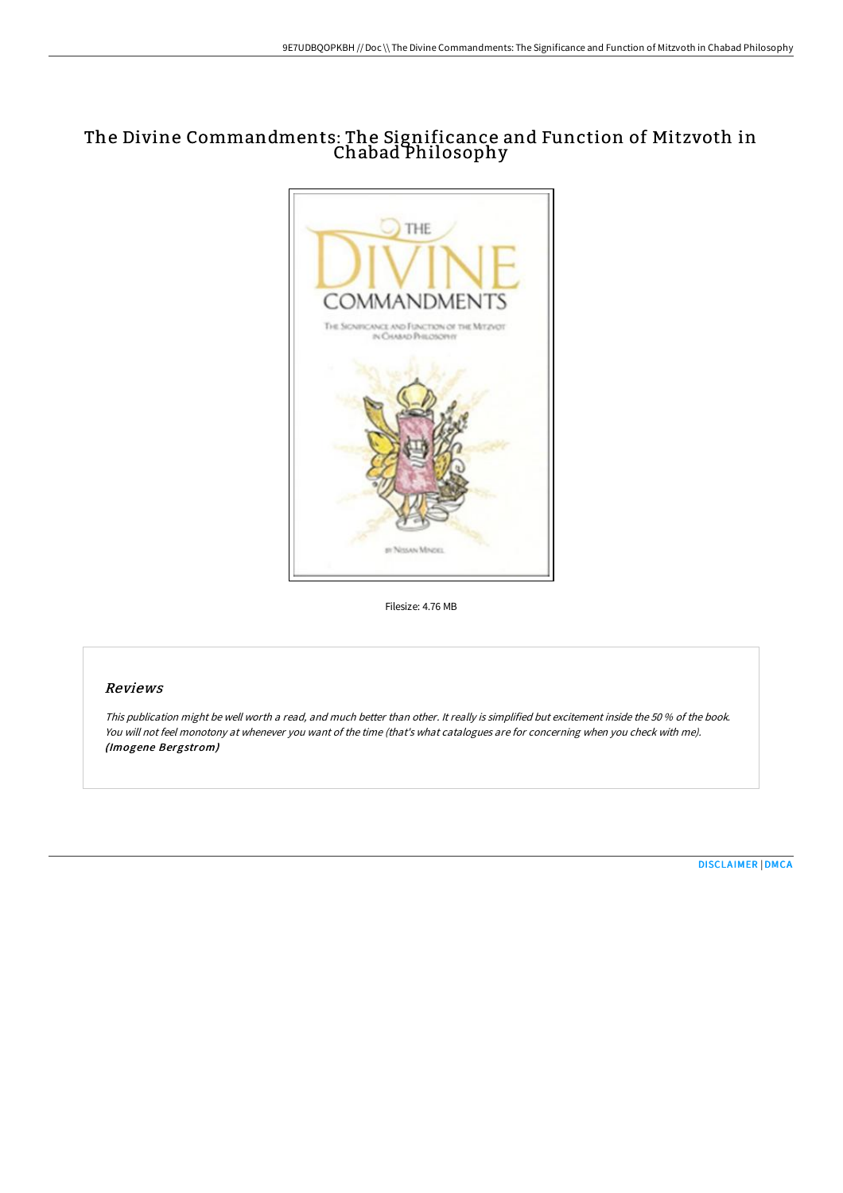# The Divine Commandments: The Significance and Function of Mitzvoth in Chabad Philosophy

Filesize: 4.76 MB

## Reviews

*This publication might be well worth a read, and much better than other. It really is simplified but excitement inside the 50 % of the book. You will not feel monotony at whenever you want of the time (that's what catalogues are for concerning when you check with me).*
***(Imogene Bergstrom)***

[DISCLAIMER](#) | [DMCA](#)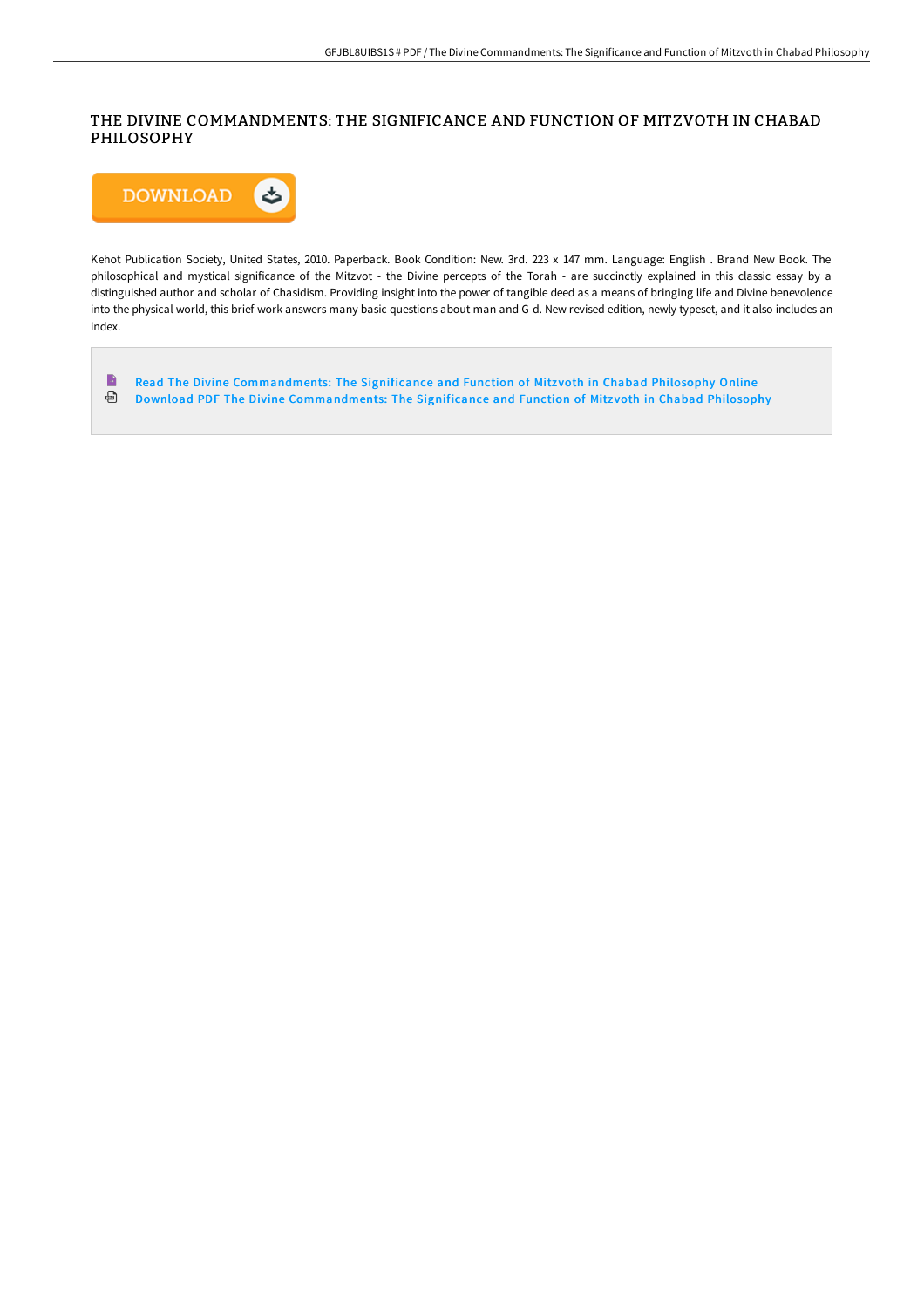# THE DIVINE COMMANDMENTS: THE SIGNIFICANCE AND FUNCTION OF MITZVOTH IN CHABAD PHILOSOPHY

DOWNLOAD

Kehot Publication Society, United States, 2010. Paperback. Book Condition: New. 3rd. 223 x 147 mm. Language: English . Brand New Book. The philosophical and mystical significance of the Mitzvot - the Divine percepts of the Torah - are succinctly explained in this classic essay by a distinguished author and scholar of Chasidism. Providing insight into the power of tangible deed as a means of bringing life and Divine benevolence into the physical world, this brief work answers many basic questions about man and G-d. New revised edition, newly typeset, and it also includes an index.

- Read The Divine Commandments: The Significance and Function of Mitzvoth in Chabad Philosophy Online
- Download PDF The Divine Commandments: The Significance and Function of Mitzvoth in Chabad Philosophy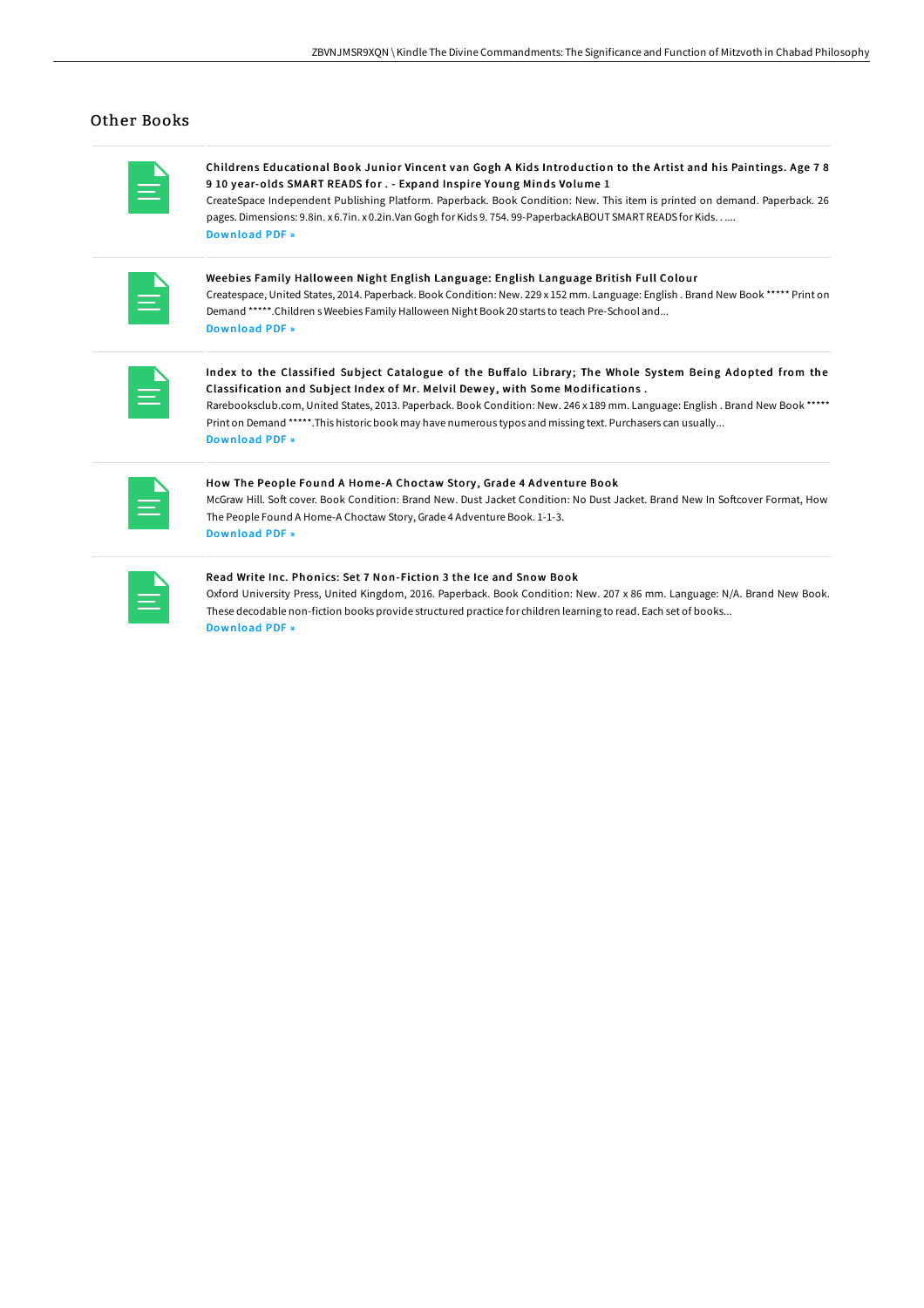## Other Books

**Childrens Educational Book Junior Vincent van Gogh A Kids Introduction to the Artist and his Paintings. Age 7 8 9 10 year-olds SMART READS for . - Expand Inspire Young Minds Volume 1**

CreateSpace Independent Publishing Platform. Paperback. Book Condition: New. This item is printed on demand. Paperback. 26 pages. Dimensions: 9.8in. x 6.7in. x 0.2in.Van Gogh for Kids 9. 754. 99-PaperbackABOUT SMART READS for Kids. . ....

Download PDF »

**Weebies Family Halloween Night English Language: English Language British Full Colour**

Createspace, United States, 2014. Paperback. Book Condition: New. 229 x 152 mm. Language: English . Brand New Book ***** Print on Demand *****.Children s Weebies Family Halloween Night Book 20 starts to teach Pre-School and...

Download PDF »

**Index to the Classified Subject Catalogue of the Buffalo Library; The Whole System Being Adopted from the Classification and Subject Index of Mr. Melvil Dewey, with Some Modifications .**

Rarebooksclub.com, United States, 2013. Paperback. Book Condition: New. 246 x 189 mm. Language: English . Brand New Book ***** Print on Demand *****.This historic book may have numerous typos and missing text. Purchasers can usually...

Download PDF »

**How The People Found A Home-A Choctaw Story, Grade 4 Adventure Book**

McGraw Hill. Soft cover. Book Condition: Brand New. Dust Jacket Condition: No Dust Jacket. Brand New In Softcover Format, How The People Found A Home-A Choctaw Story, Grade 4 Adventure Book. 1-1-3.

Download PDF »

**Read Write Inc. Phonics: Set 7 Non-Fiction 3 the Ice and Snow Book**

Oxford University Press, United Kingdom, 2016. Paperback. Book Condition: New. 207 x 86 mm. Language: N/A. Brand New Book. These decodable non-fiction books provide structured practice for children learning to read. Each set of books...

Download PDF »